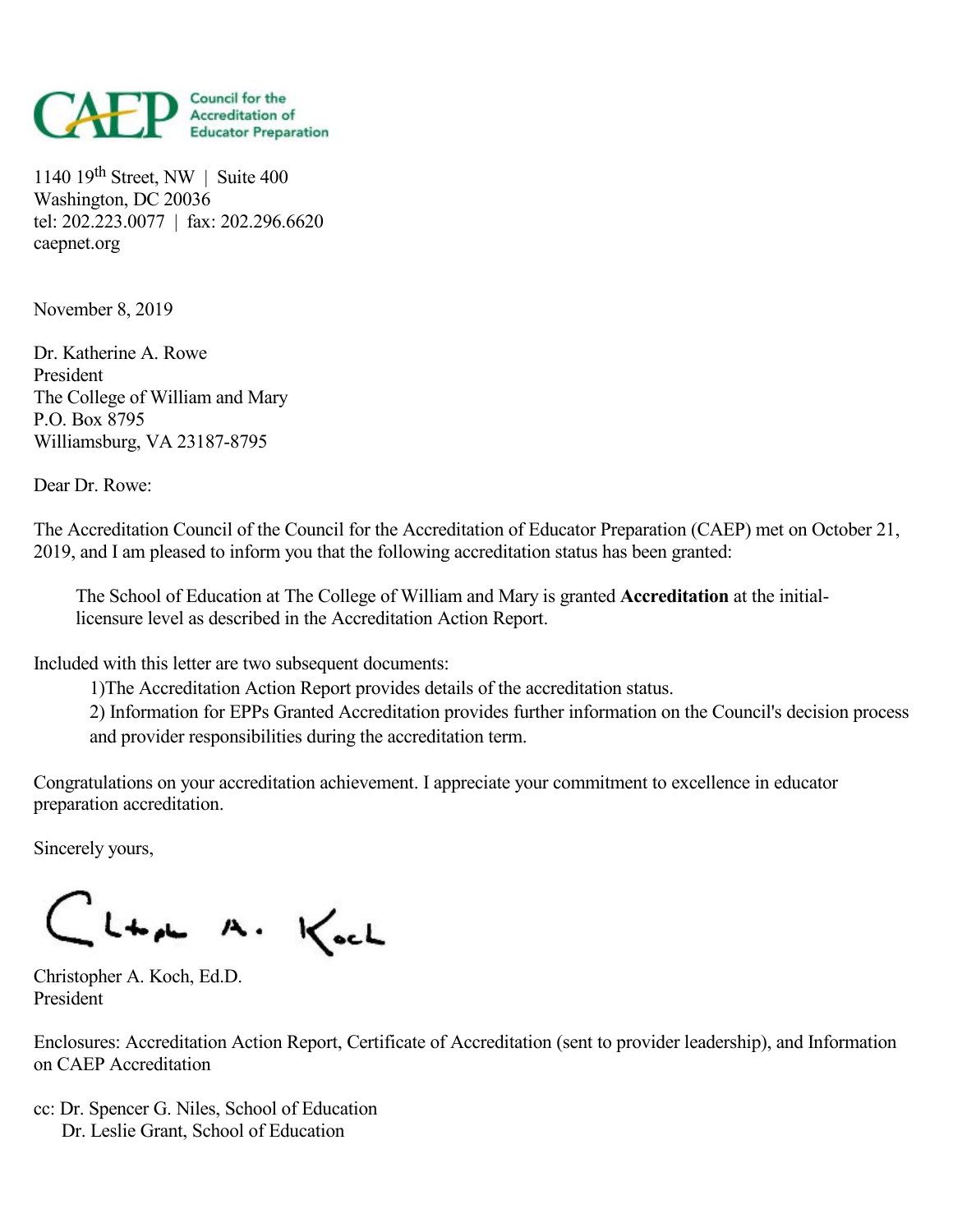**CAEP** Council for the Accreditation of Educator Preparation

1140 19th Street, NW | Suite 400
Washington, DC 20036
tel: 202.223.0077 | fax: 202.296.6620
caepnet.org

November 8, 2019

Dr. Katherine A. Rowe
President
The College of William and Mary
P.O. Box 8795
Williamsburg, VA 23187-8795

Dear Dr. Rowe:

The Accreditation Council of the Council for the Accreditation of Educator Preparation (CAEP) met on October 21, 2019, and I am pleased to inform you that the following accreditation status has been granted:

> The School of Education at The College of William and Mary is granted **Accreditation** at the initial-licensure level as described in the Accreditation Action Report.

Included with this letter are two subsequent documents:

1)The Accreditation Action Report provides details of the accreditation status.
2) Information for EPPs Granted Accreditation provides further information on the Council's decision process and provider responsibilities during the accreditation term.

Congratulations on your accreditation achievement. I appreciate your commitment to excellence in educator preparation accreditation.

Sincerely yours,

Christopher A. Koch, Ed.D.
President

Enclosures: Accreditation Action Report, Certificate of Accreditation (sent to provider leadership), and Information on CAEP Accreditation

cc: Dr. Spencer G. Niles, School of Education
Dr. Leslie Grant, School of Education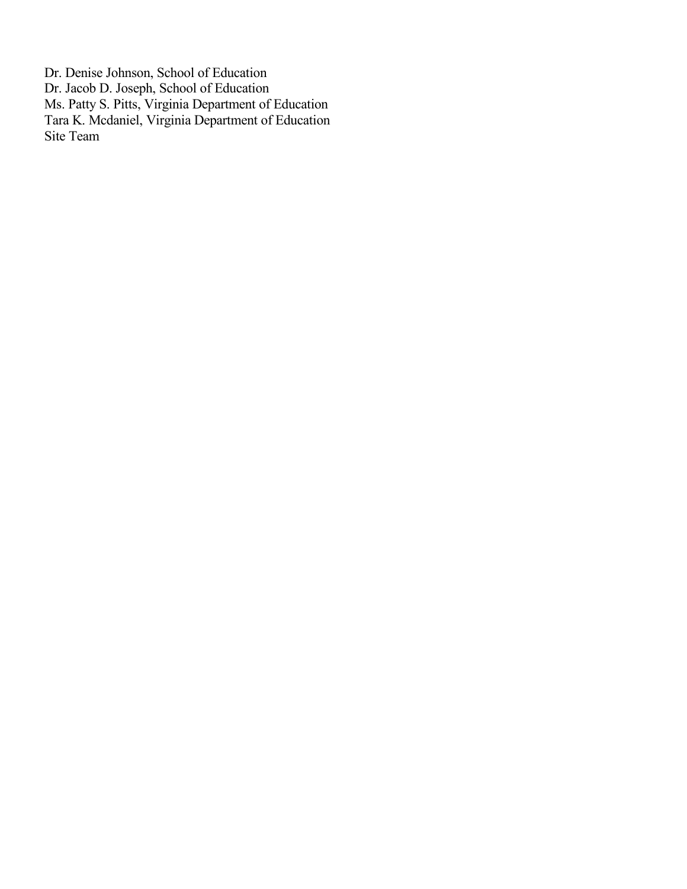Dr. Denise Johnson, School of Education
Dr. Jacob D. Joseph, School of Education
Ms. Patty S. Pitts, Virginia Department of Education
Tara K. Mcdaniel, Virginia Department of Education
Site Team